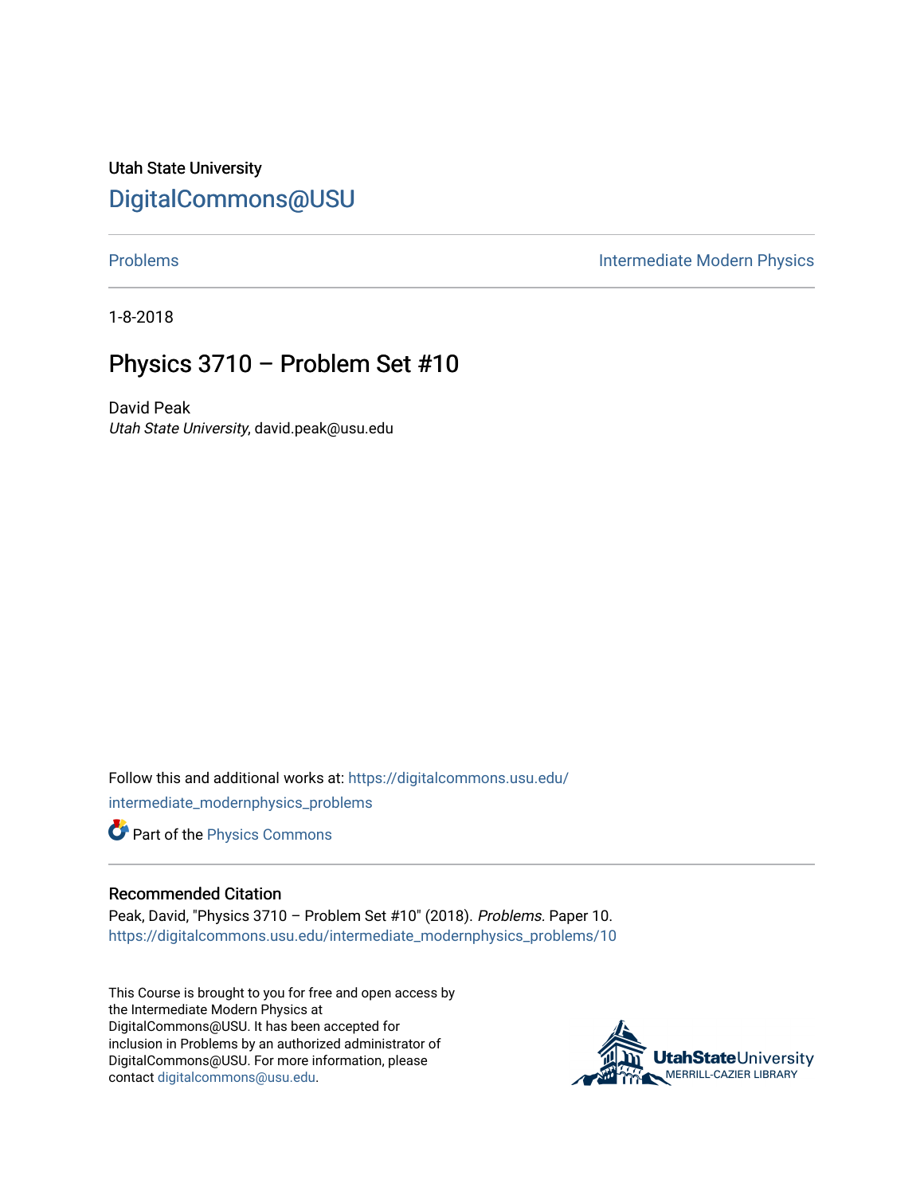Utah State University

[DigitalCommons@USU](https://digitalcommons.usu.edu/)

Problems | Intermediate Modern Physics

1-8-2018

# Physics 3710 – Problem Set #10

David Peak

*Utah State University*, david.peak@usu.edu

Follow this and additional works at: https://digitalcommons.usu.edu/intermediate_modernphysics_problems

Part of the Physics Commons

## Recommended Citation

Peak, David, "Physics 3710 – Problem Set #10" (2018). *Problems*. Paper 10.
https://digitalcommons.usu.edu/intermediate_modernphysics_problems/10

This Course is brought to you for free and open access by the Intermediate Modern Physics at DigitalCommons@USU. It has been accepted for inclusion in Problems by an authorized administrator of DigitalCommons@USU. For more information, please contact digitalcommons@usu.edu.

UtahStateUniversity
MERRILL-CAZIER LIBRARY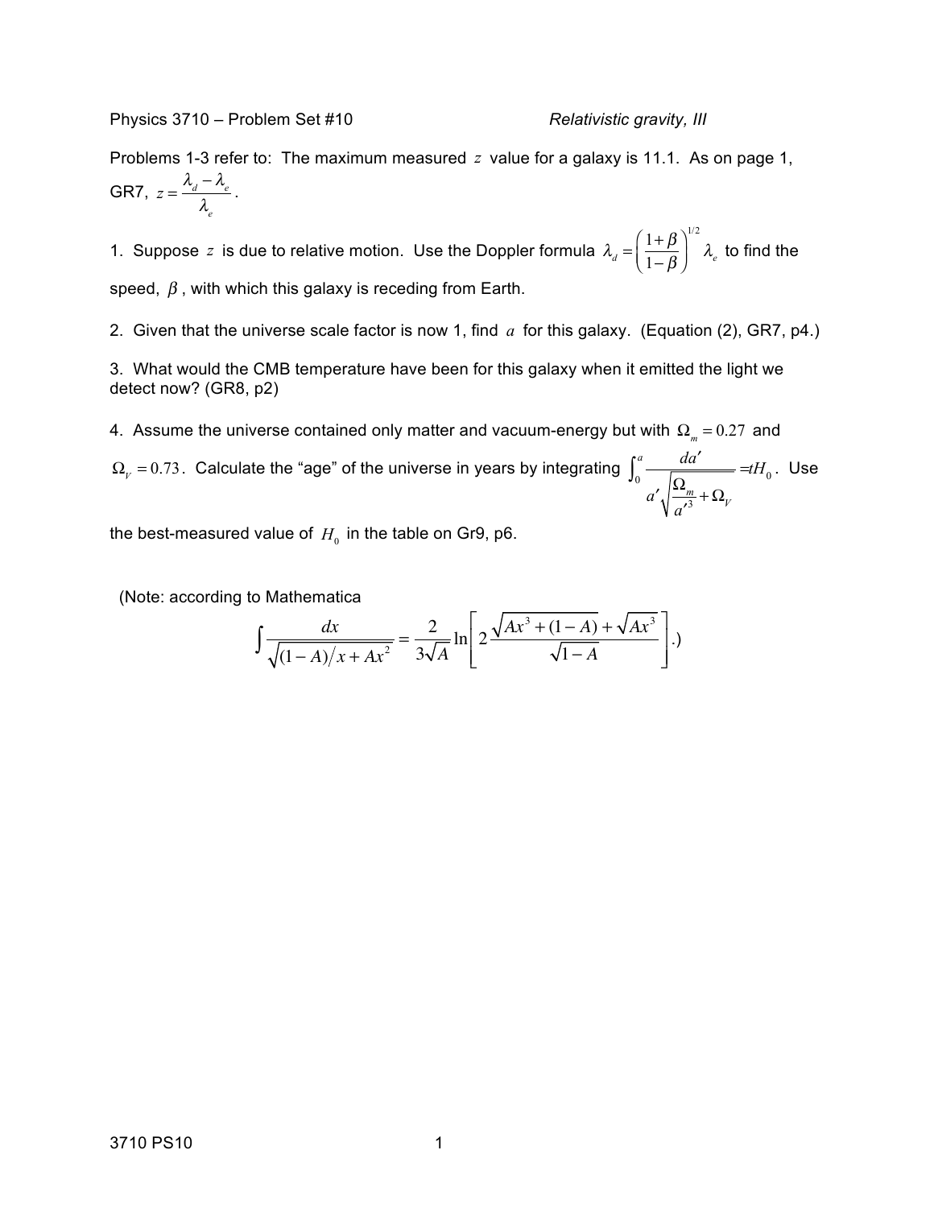Physics 3710 – Problem Set #10 *Relativistic gravity, III*

Problems 1-3 refer to: The maximum measured $z$ value for a galaxy is 11.1. As on page 1, GR7, $z = \dfrac{\lambda_d - \lambda_e}{\lambda_e}$.

1. Suppose $z$ is due to relative motion. Use the Doppler formula $\lambda_d = \left(\dfrac{1+\beta}{1-\beta}\right)^{1/2} \lambda_e$ to find the speed, $\beta$, with which this galaxy is receding from Earth.

2. Given that the universe scale factor is now 1, find $a$ for this galaxy. (Equation (2), GR7, p4.)

3. What would the CMB temperature have been for this galaxy when it emitted the light we detect now? (GR8, p2)

4. Assume the universe contained only matter and vacuum-energy but with $\Omega_m = 0.27$ and $\Omega_V = 0.73$. Calculate the "age" of the universe in years by integrating $\int_0^a \dfrac{da'}{a'\sqrt{\dfrac{\Omega_m}{a'^3} + \Omega_V}} = tH_0$. Use the best-measured value of $H_0$ in the table on Gr9, p6.

(Note: according to Mathematica

$$\int \frac{dx}{\sqrt{(1-A)/x + Ax^2}} = \frac{2}{3\sqrt{A}} \ln\left[2\frac{\sqrt{Ax^3 + (1-A)} + \sqrt{Ax^3}}{\sqrt{1-A}}\right].)$$